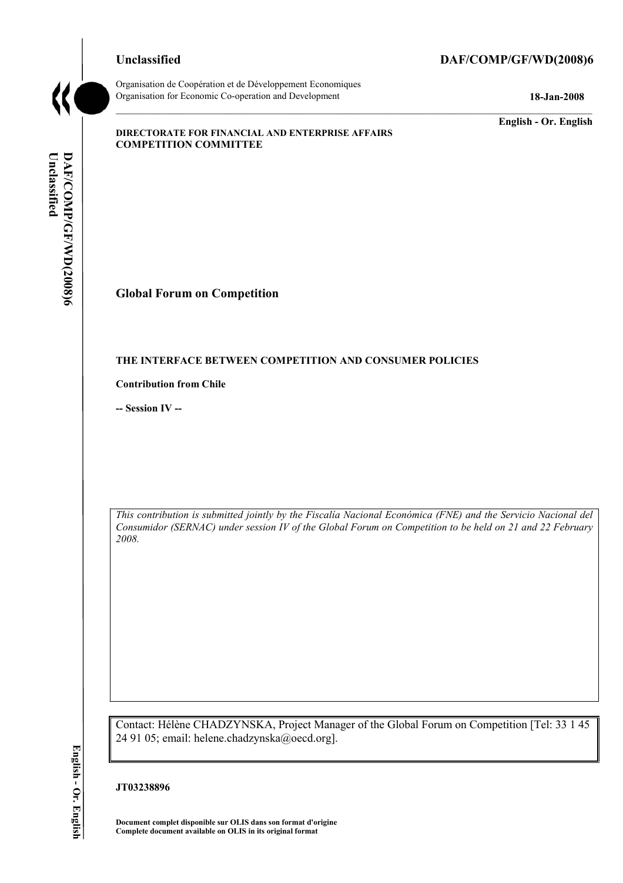Unclassified **DAF/COMP/GF/WD(2008)6**

Organisation de Coopération et de Développement Economiques
Organisation for Economic Co-operation and Development **18-Jan-2008**

**English - Or. English**

**DIRECTORATE FOR FINANCIAL AND ENTERPRISE AFFAIRS**
**COMPETITION COMMITTEE**

## Global Forum on Competition

**THE INTERFACE BETWEEN COMPETITION AND CONSUMER POLICIES**

**Contribution from Chile**

**-- Session IV --**

*This contribution is submitted jointly by the Fiscalía Nacional Económica (FNE) and the Servicio Nacional del Consumidor (SERNAC) under session IV of the Global Forum on Competition to be held on 21 and 22 February 2008.*

Contact: Hélène CHADZYNSKA, Project Manager of the Global Forum on Competition [Tel: 33 1 45 24 91 05; email: helene.chadzynska@oecd.org].

**JT03238896**

**Document complet disponible sur OLIS dans son format d'origine**
**Complete document available on OLIS in its original format**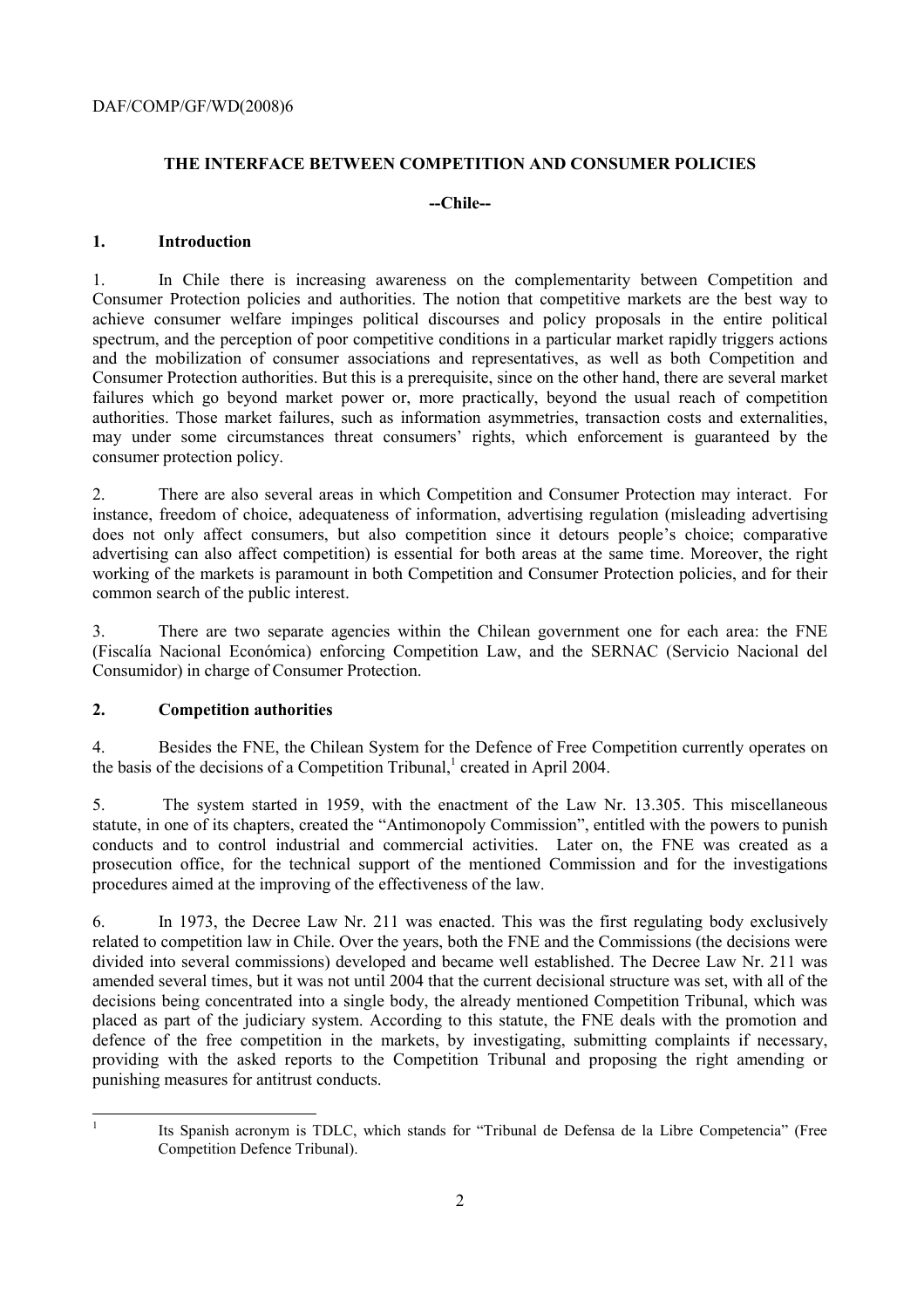**THE INTERFACE BETWEEN COMPETITION AND CONSUMER POLICIES**

**--Chile--**

## 1. Introduction

1. In Chile there is increasing awareness on the complementarity between Competition and Consumer Protection policies and authorities. The notion that competitive markets are the best way to achieve consumer welfare impinges political discourses and policy proposals in the entire political spectrum, and the perception of poor competitive conditions in a particular market rapidly triggers actions and the mobilization of consumer associations and representatives, as well as both Competition and Consumer Protection authorities. But this is a prerequisite, since on the other hand, there are several market failures which go beyond market power or, more practically, beyond the usual reach of competition authorities. Those market failures, such as information asymmetries, transaction costs and externalities, may under some circumstances threat consumers' rights, which enforcement is guaranteed by the consumer protection policy.

2. There are also several areas in which Competition and Consumer Protection may interact. For instance, freedom of choice, adequateness of information, advertising regulation (misleading advertising does not only affect consumers, but also competition since it detours people's choice; comparative advertising can also affect competition) is essential for both areas at the same time. Moreover, the right working of the markets is paramount in both Competition and Consumer Protection policies, and for their common search of the public interest.

3. There are two separate agencies within the Chilean government one for each area: the FNE (Fiscalía Nacional Económica) enforcing Competition Law, and the SERNAC (Servicio Nacional del Consumidor) in charge of Consumer Protection.

## 2. Competition authorities

4. Besides the FNE, the Chilean System for the Defence of Free Competition currently operates on the basis of the decisions of a Competition Tribunal,[1] created in April 2004.

5. The system started in 1959, with the enactment of the Law Nr. 13.305. This miscellaneous statute, in one of its chapters, created the "Antimonopoly Commission", entitled with the powers to punish conducts and to control industrial and commercial activities. Later on, the FNE was created as a prosecution office, for the technical support of the mentioned Commission and for the investigations procedures aimed at the improving of the effectiveness of the law.

6. In 1973, the Decree Law Nr. 211 was enacted. This was the first regulating body exclusively related to competition law in Chile. Over the years, both the FNE and the Commissions (the decisions were divided into several commissions) developed and became well established. The Decree Law Nr. 211 was amended several times, but it was not until 2004 that the current decisional structure was set, with all of the decisions being concentrated into a single body, the already mentioned Competition Tribunal, which was placed as part of the judiciary system. According to this statute, the FNE deals with the promotion and defence of the free competition in the markets, by investigating, submitting complaints if necessary, providing with the asked reports to the Competition Tribunal and proposing the right amending or punishing measures for antitrust conducts.

[1] Its Spanish acronym is TDLC, which stands for "Tribunal de Defensa de la Libre Competencia" (Free Competition Defence Tribunal).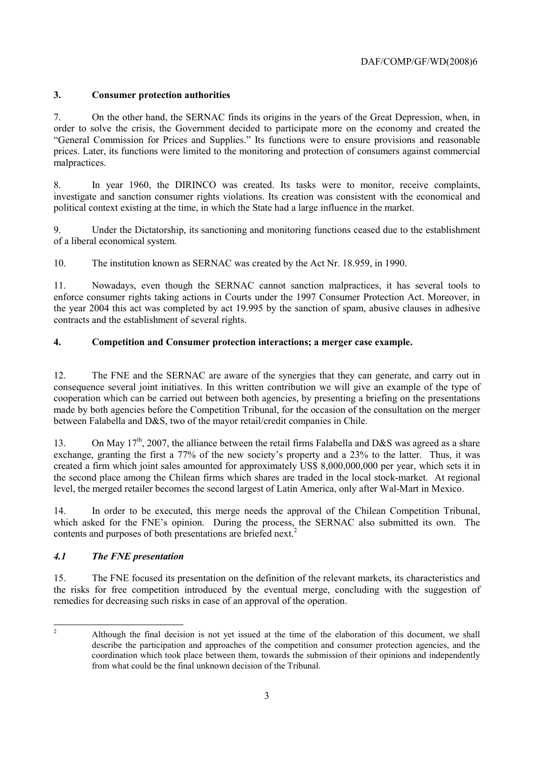## 3. Consumer protection authorities

7. On the other hand, the SERNAC finds its origins in the years of the Great Depression, when, in order to solve the crisis, the Government decided to participate more on the economy and created the "General Commission for Prices and Supplies." Its functions were to ensure provisions and reasonable prices. Later, its functions were limited to the monitoring and protection of consumers against commercial malpractices.

8. In year 1960, the DIRINCO was created. Its tasks were to monitor, receive complaints, investigate and sanction consumer rights violations. Its creation was consistent with the economical and political context existing at the time, in which the State had a large influence in the market.

9. Under the Dictatorship, its sanctioning and monitoring functions ceased due to the establishment of a liberal economical system.

10. The institution known as SERNAC was created by the Act Nr. 18.959, in 1990.

11. Nowadays, even though the SERNAC cannot sanction malpractices, it has several tools to enforce consumer rights taking actions in Courts under the 1997 Consumer Protection Act. Moreover, in the year 2004 this act was completed by act 19.995 by the sanction of spam, abusive clauses in adhesive contracts and the establishment of several rights.

## 4. Competition and Consumer protection interactions; a merger case example.

12. The FNE and the SERNAC are aware of the synergies that they can generate, and carry out in consequence several joint initiatives. In this written contribution we will give an example of the type of cooperation which can be carried out between both agencies, by presenting a briefing on the presentations made by both agencies before the Competition Tribunal, for the occasion of the consultation on the merger between Falabella and D&S, two of the mayor retail/credit companies in Chile.

13. On May 17th, 2007, the alliance between the retail firms Falabella and D&S was agreed as a share exchange, granting the first a 77% of the new society's property and a 23% to the latter. Thus, it was created a firm which joint sales amounted for approximately US$ 8,000,000,000 per year, which sets it in the second place among the Chilean firms which shares are traded in the local stock-market. At regional level, the merged retailer becomes the second largest of Latin America, only after Wal-Mart in Mexico.

14. In order to be executed, this merge needs the approval of the Chilean Competition Tribunal, which asked for the FNE's opinion. During the process, the SERNAC also submitted its own. The contents and purposes of both presentations are briefed next.[2]

### *4.1 The FNE presentation*

15. The FNE focused its presentation on the definition of the relevant markets, its characteristics and the risks for free competition introduced by the eventual merge, concluding with the suggestion of remedies for decreasing such risks in case of an approval of the operation.

---

[2] Although the final decision is not yet issued at the time of the elaboration of this document, we shall describe the participation and approaches of the competition and consumer protection agencies, and the coordination which took place between them, towards the submission of their opinions and independently from what could be the final unknown decision of the Tribunal.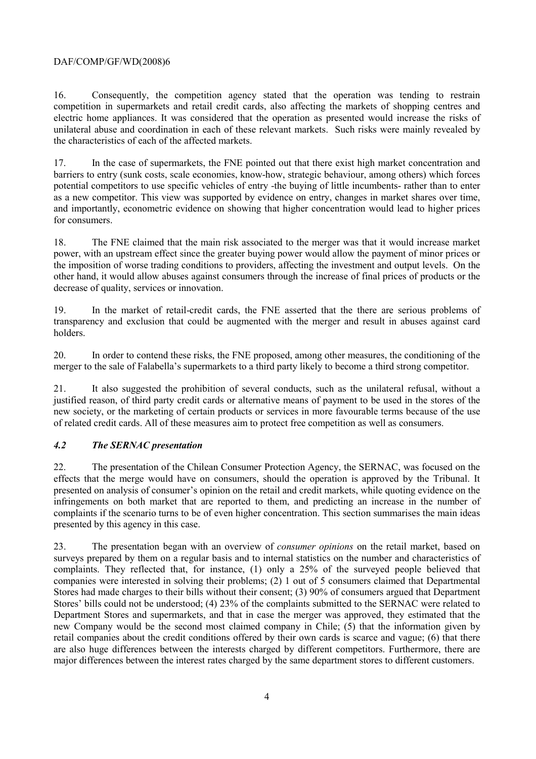16. Consequently, the competition agency stated that the operation was tending to restrain competition in supermarkets and retail credit cards, also affecting the markets of shopping centres and electric home appliances. It was considered that the operation as presented would increase the risks of unilateral abuse and coordination in each of these relevant markets. Such risks were mainly revealed by the characteristics of each of the affected markets.

17. In the case of supermarkets, the FNE pointed out that there exist high market concentration and barriers to entry (sunk costs, scale economies, know-how, strategic behaviour, among others) which forces potential competitors to use specific vehicles of entry -the buying of little incumbents- rather than to enter as a new competitor. This view was supported by evidence on entry, changes in market shares over time, and importantly, econometric evidence on showing that higher concentration would lead to higher prices for consumers.

18. The FNE claimed that the main risk associated to the merger was that it would increase market power, with an upstream effect since the greater buying power would allow the payment of minor prices or the imposition of worse trading conditions to providers, affecting the investment and output levels. On the other hand, it would allow abuses against consumers through the increase of final prices of products or the decrease of quality, services or innovation.

19. In the market of retail-credit cards, the FNE asserted that the there are serious problems of transparency and exclusion that could be augmented with the merger and result in abuses against card holders.

20. In order to contend these risks, the FNE proposed, among other measures, the conditioning of the merger to the sale of Falabella's supermarkets to a third party likely to become a third strong competitor.

21. It also suggested the prohibition of several conducts, such as the unilateral refusal, without a justified reason, of third party credit cards or alternative means of payment to be used in the stores of the new society, or the marketing of certain products or services in more favourable terms because of the use of related credit cards. All of these measures aim to protect free competition as well as consumers.

### *4.2 The SERNAC presentation*

22. The presentation of the Chilean Consumer Protection Agency, the SERNAC, was focused on the effects that the merge would have on consumers, should the operation is approved by the Tribunal. It presented on analysis of consumer's opinion on the retail and credit markets, while quoting evidence on the infringements on both market that are reported to them, and predicting an increase in the number of complaints if the scenario turns to be of even higher concentration. This section summarises the main ideas presented by this agency in this case.

23. The presentation began with an overview of *consumer opinions* on the retail market, based on surveys prepared by them on a regular basis and to internal statistics on the number and characteristics of complaints. They reflected that, for instance, (1) only a 25% of the surveyed people believed that companies were interested in solving their problems; (2) 1 out of 5 consumers claimed that Departmental Stores had made charges to their bills without their consent; (3) 90% of consumers argued that Department Stores' bills could not be understood; (4) 23% of the complaints submitted to the SERNAC were related to Department Stores and supermarkets, and that in case the merger was approved, they estimated that the new Company would be the second most claimed company in Chile; (5) that the information given by retail companies about the credit conditions offered by their own cards is scarce and vague; (6) that there are also huge differences between the interests charged by different competitors. Furthermore, there are major differences between the interest rates charged by the same department stores to different customers.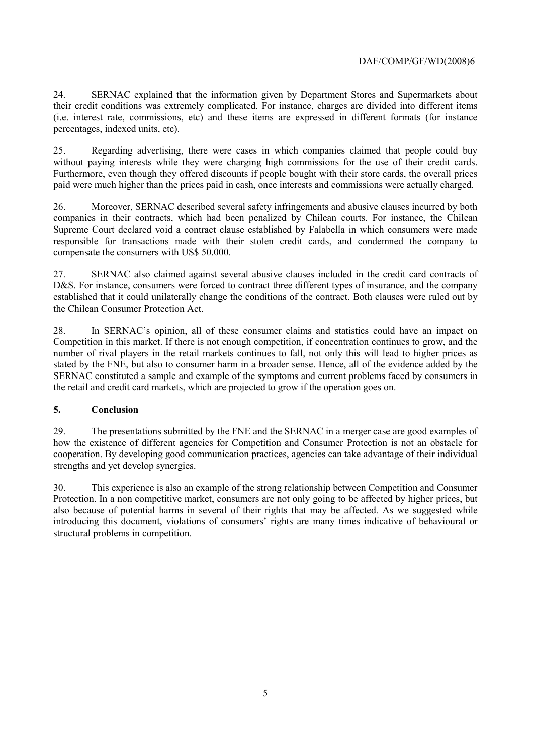24. SERNAC explained that the information given by Department Stores and Supermarkets about their credit conditions was extremely complicated. For instance, charges are divided into different items (i.e. interest rate, commissions, etc) and these items are expressed in different formats (for instance percentages, indexed units, etc).

25. Regarding advertising, there were cases in which companies claimed that people could buy without paying interests while they were charging high commissions for the use of their credit cards. Furthermore, even though they offered discounts if people bought with their store cards, the overall prices paid were much higher than the prices paid in cash, once interests and commissions were actually charged.

26. Moreover, SERNAC described several safety infringements and abusive clauses incurred by both companies in their contracts, which had been penalized by Chilean courts. For instance, the Chilean Supreme Court declared void a contract clause established by Falabella in which consumers were made responsible for transactions made with their stolen credit cards, and condemned the company to compensate the consumers with US$ 50.000.

27. SERNAC also claimed against several abusive clauses included in the credit card contracts of D&S. For instance, consumers were forced to contract three different types of insurance, and the company established that it could unilaterally change the conditions of the contract. Both clauses were ruled out by the Chilean Consumer Protection Act.

28. In SERNAC's opinion, all of these consumer claims and statistics could have an impact on Competition in this market. If there is not enough competition, if concentration continues to grow, and the number of rival players in the retail markets continues to fall, not only this will lead to higher prices as stated by the FNE, but also to consumer harm in a broader sense. Hence, all of the evidence added by the SERNAC constituted a sample and example of the symptoms and current problems faced by consumers in the retail and credit card markets, which are projected to grow if the operation goes on.

## 5. Conclusion

29. The presentations submitted by the FNE and the SERNAC in a merger case are good examples of how the existence of different agencies for Competition and Consumer Protection is not an obstacle for cooperation. By developing good communication practices, agencies can take advantage of their individual strengths and yet develop synergies.

30. This experience is also an example of the strong relationship between Competition and Consumer Protection. In a non competitive market, consumers are not only going to be affected by higher prices, but also because of potential harms in several of their rights that may be affected. As we suggested while introducing this document, violations of consumers' rights are many times indicative of behavioural or structural problems in competition.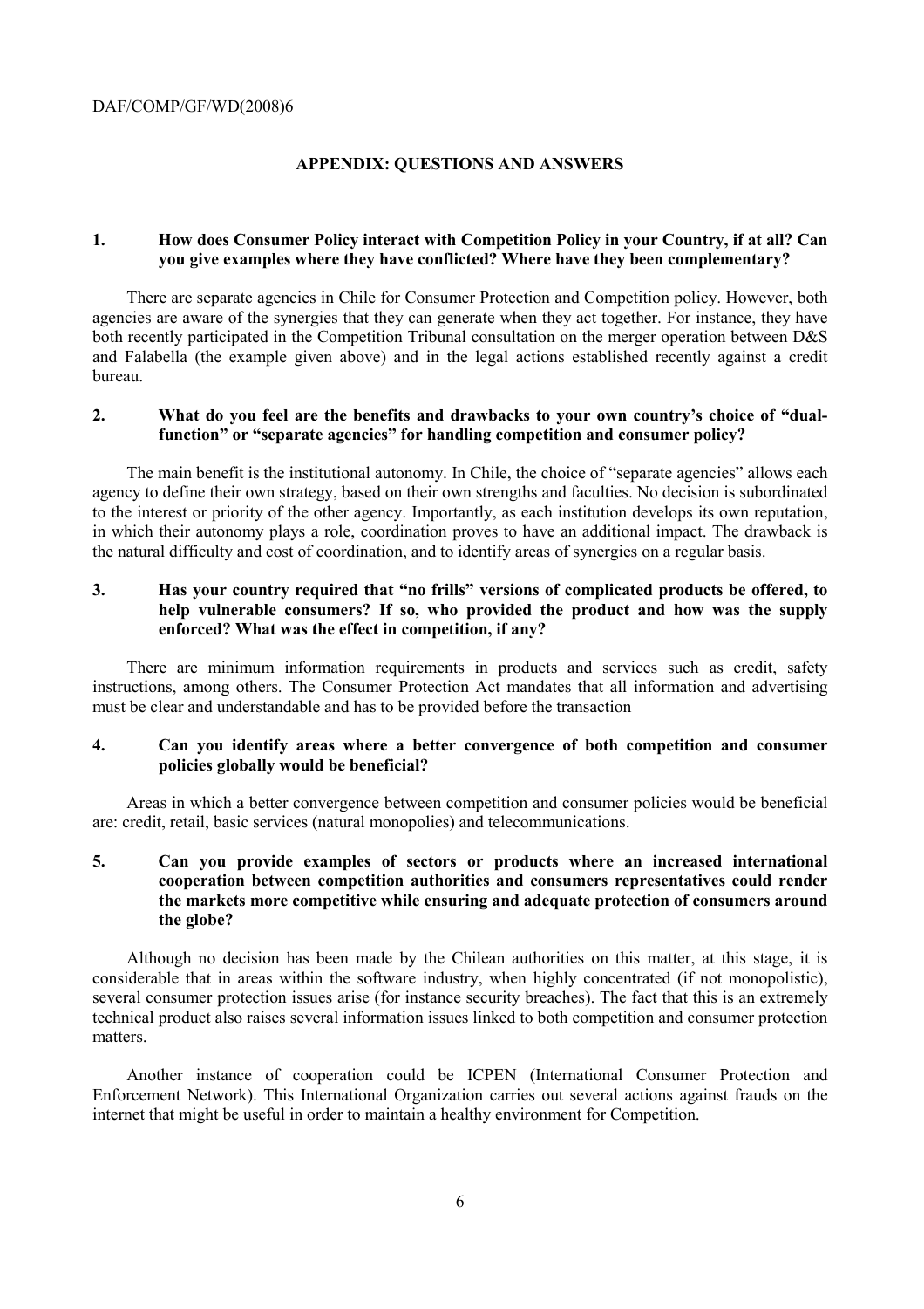## APPENDIX: QUESTIONS AND ANSWERS

**1. How does Consumer Policy interact with Competition Policy in your Country, if at all? Can you give examples where they have conflicted? Where have they been complementary?**

There are separate agencies in Chile for Consumer Protection and Competition policy. However, both agencies are aware of the synergies that they can generate when they act together. For instance, they have both recently participated in the Competition Tribunal consultation on the merger operation between D&S and Falabella (the example given above) and in the legal actions established recently against a credit bureau.

**2. What do you feel are the benefits and drawbacks to your own country's choice of "dual-function" or "separate agencies" for handling competition and consumer policy?**

The main benefit is the institutional autonomy. In Chile, the choice of "separate agencies" allows each agency to define their own strategy, based on their own strengths and faculties. No decision is subordinated to the interest or priority of the other agency. Importantly, as each institution develops its own reputation, in which their autonomy plays a role, coordination proves to have an additional impact. The drawback is the natural difficulty and cost of coordination, and to identify areas of synergies on a regular basis.

**3. Has your country required that "no frills" versions of complicated products be offered, to help vulnerable consumers? If so, who provided the product and how was the supply enforced? What was the effect in competition, if any?**

There are minimum information requirements in products and services such as credit, safety instructions, among others. The Consumer Protection Act mandates that all information and advertising must be clear and understandable and has to be provided before the transaction

**4. Can you identify areas where a better convergence of both competition and consumer policies globally would be beneficial?**

Areas in which a better convergence between competition and consumer policies would be beneficial are: credit, retail, basic services (natural monopolies) and telecommunications.

**5. Can you provide examples of sectors or products where an increased international cooperation between competition authorities and consumers representatives could render the markets more competitive while ensuring and adequate protection of consumers around the globe?**

Although no decision has been made by the Chilean authorities on this matter, at this stage, it is considerable that in areas within the software industry, when highly concentrated (if not monopolistic), several consumer protection issues arise (for instance security breaches). The fact that this is an extremely technical product also raises several information issues linked to both competition and consumer protection matters.

Another instance of cooperation could be ICPEN (International Consumer Protection and Enforcement Network). This International Organization carries out several actions against frauds on the internet that might be useful in order to maintain a healthy environment for Competition.